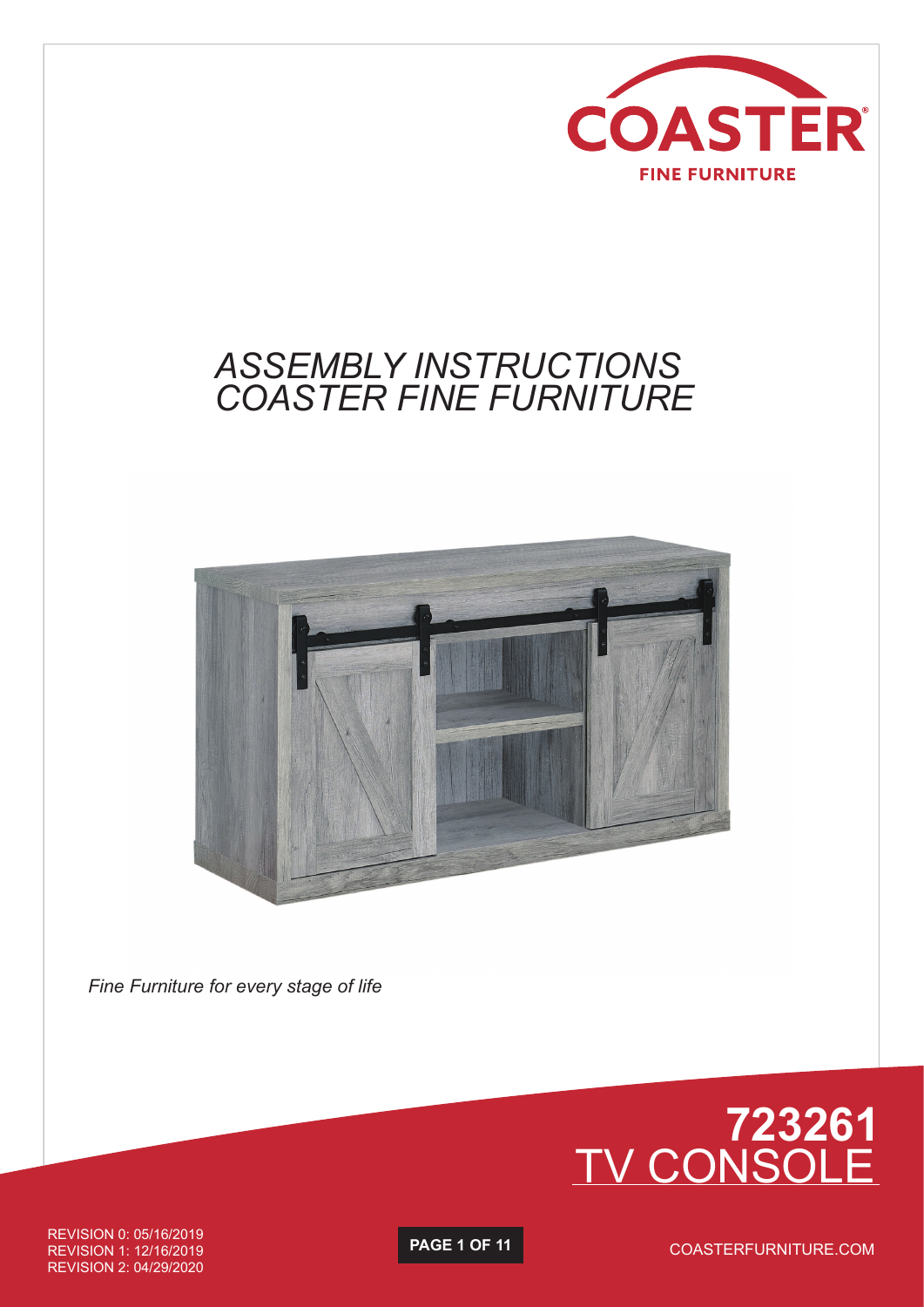COASTER FINE FURNITURE

# *ASSEMBLY INSTRUCTIONS COASTER FINE FURNITURE*

*Fine Furniture for every stage of life*

# 723261 TV CONSOLE

REVISION 0: 05/16/2019
REVISION 1: 12/16/2019
REVISION 2: 04/29/2020

COASTERFURNITURE.COM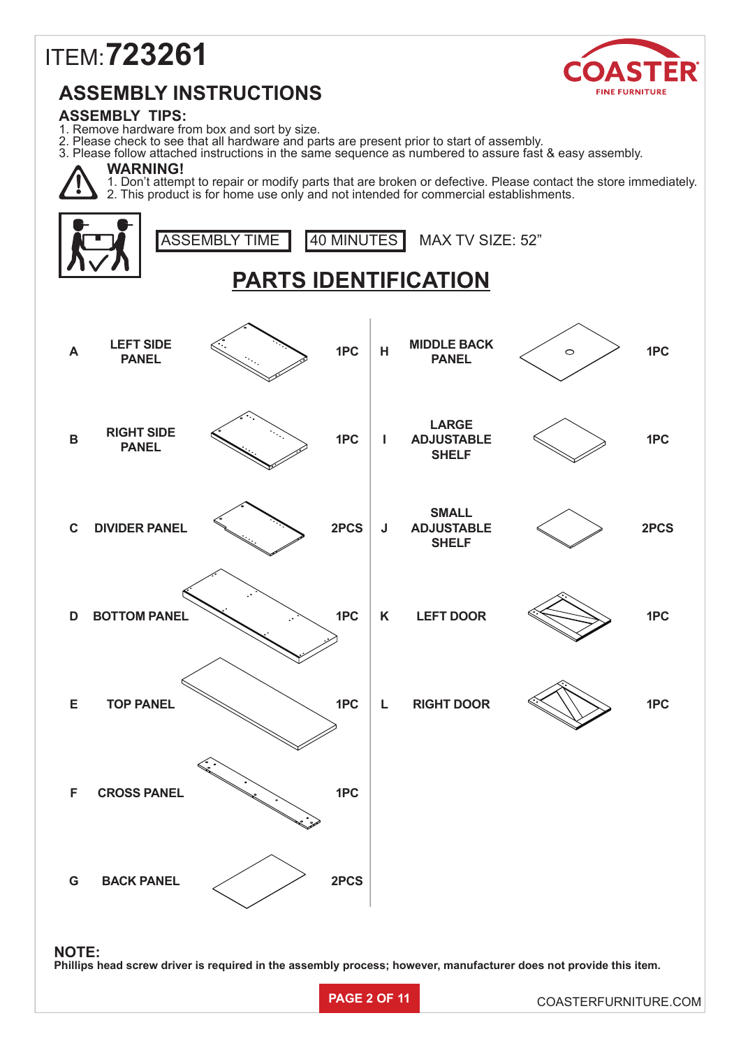# ITEM: 723261

COASTER
FINE FURNITURE

## ASSEMBLY INSTRUCTIONS

### ASSEMBLY TIPS:

1. Remove hardware from box and sort by size.
2. Please check to see that all hardware and parts are present prior to start of assembly.
3. Please follow attached instructions in the same sequence as numbered to assure fast & easy assembly.

**WARNING!**

1. Don't attempt to repair or modify parts that are broken or defective. Please contact the store immediately.
2. This product is for home use only and not intended for commercial establishments.

ASSEMBLY TIME | 40 MINUTES | MAX TV SIZE: 52"

## PARTS IDENTIFICATION

| | Part | Qty |
|---|---|---|
| A | LEFT SIDE PANEL | 1PC |
| B | RIGHT SIDE PANEL | 1PC |
| C | DIVIDER PANEL | 2PCS |
| D | BOTTOM PANEL | 1PC |
| E | TOP PANEL | 1PC |
| F | CROSS PANEL | 1PC |
| G | BACK PANEL | 2PCS |
| H | MIDDLE BACK PANEL | 1PC |
| I | LARGE ADJUSTABLE SHELF | 1PC |
| J | SMALL ADJUSTABLE SHELF | 2PCS |
| K | LEFT DOOR | 1PC |
| L | RIGHT DOOR | 1PC |

**NOTE:**
**Phillips head screw driver is required in the assembly process; however, manufacturer does not provide this item.**

COASTERFURNITURE.COM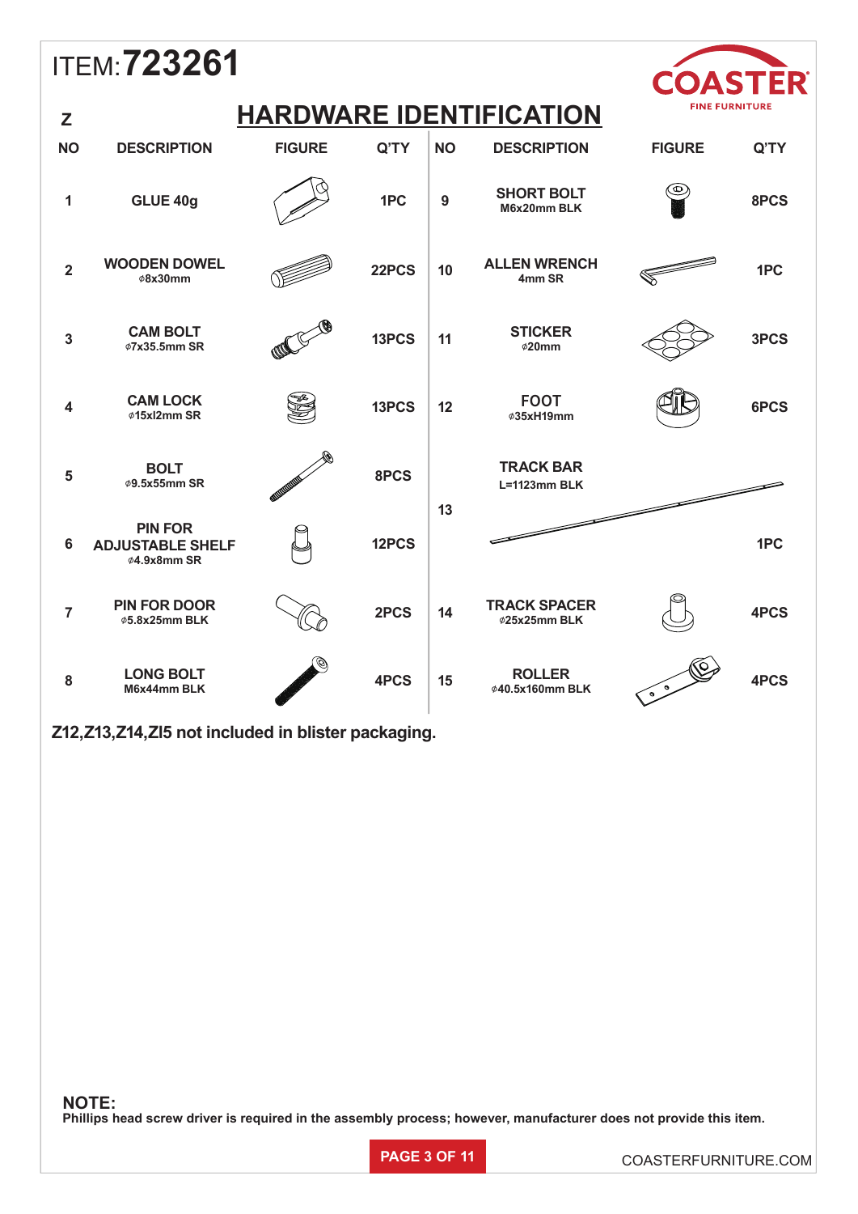ITEM: **723261**

# HARDWARE IDENTIFICATION

Z

| NO | DESCRIPTION | FIGURE | Q'TY | NO | DESCRIPTION | FIGURE | Q'TY |
|---|---|---|---|---|---|---|---|
| 1 | GLUE 40g | | 1PC | 9 | SHORT BOLT M6x20mm BLK | | 8PCS |
| 2 | WOODEN DOWEL ⌀8x30mm | | 22PCS | 10 | ALLEN WRENCH 4mm SR | | 1PC |
| 3 | CAM BOLT ⌀7x35.5mm SR | | 13PCS | 11 | STICKER ⌀20mm | | 3PCS |
| 4 | CAM LOCK ⌀15xl2mm SR | | 13PCS | 12 | FOOT ⌀35xH19mm | | 6PCS |
| 5 | BOLT ⌀9.5x55mm SR | | 8PCS | 13 | TRACK BAR L=1123mm BLK | | 1PC |
| 6 | PIN FOR ADJUSTABLE SHELF ⌀4.9x8mm SR | | 12PCS | | | | |
| 7 | PIN FOR DOOR ⌀5.8x25mm BLK | | 2PCS | 14 | TRACK SPACER ⌀25x25mm BLK | | 4PCS |
| 8 | LONG BOLT M6x44mm BLK | | 4PCS | 15 | ROLLER ⌀40.5x160mm BLK | | 4PCS |

**Z12,Z13,Z14,ZI5 not included in blister packaging.**

**NOTE:**
**Phillips head screw driver is required in the assembly process; however, manufacturer does not provide this item.**

COASTERFURNITURE.COM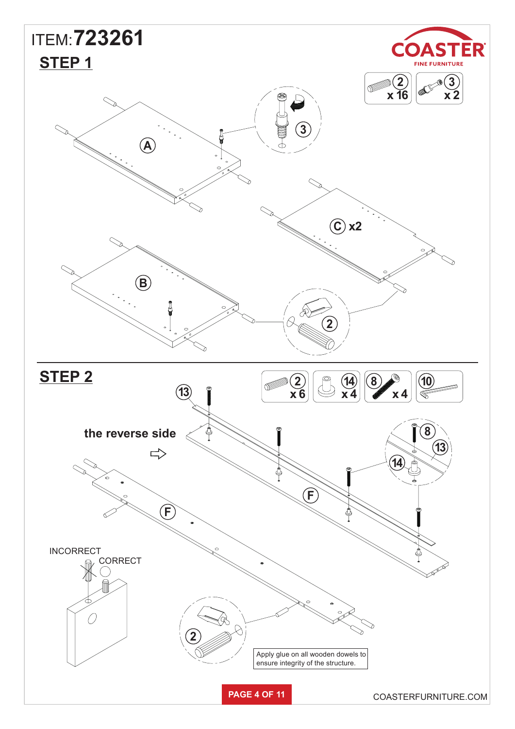ITEM: **723261**

COASTER FINE FURNITURE

## STEP 1

2 x 16

3 x 2

A

3

C x2

B

2

## STEP 2

2 x 6

14 x 4

8 x 4

10

13

the reverse side

8

13

14

F

F

INCORRECT

CORRECT

2

Apply glue on all wooden dowels to ensure integrity of the structure.

COASTERFURNITURE.COM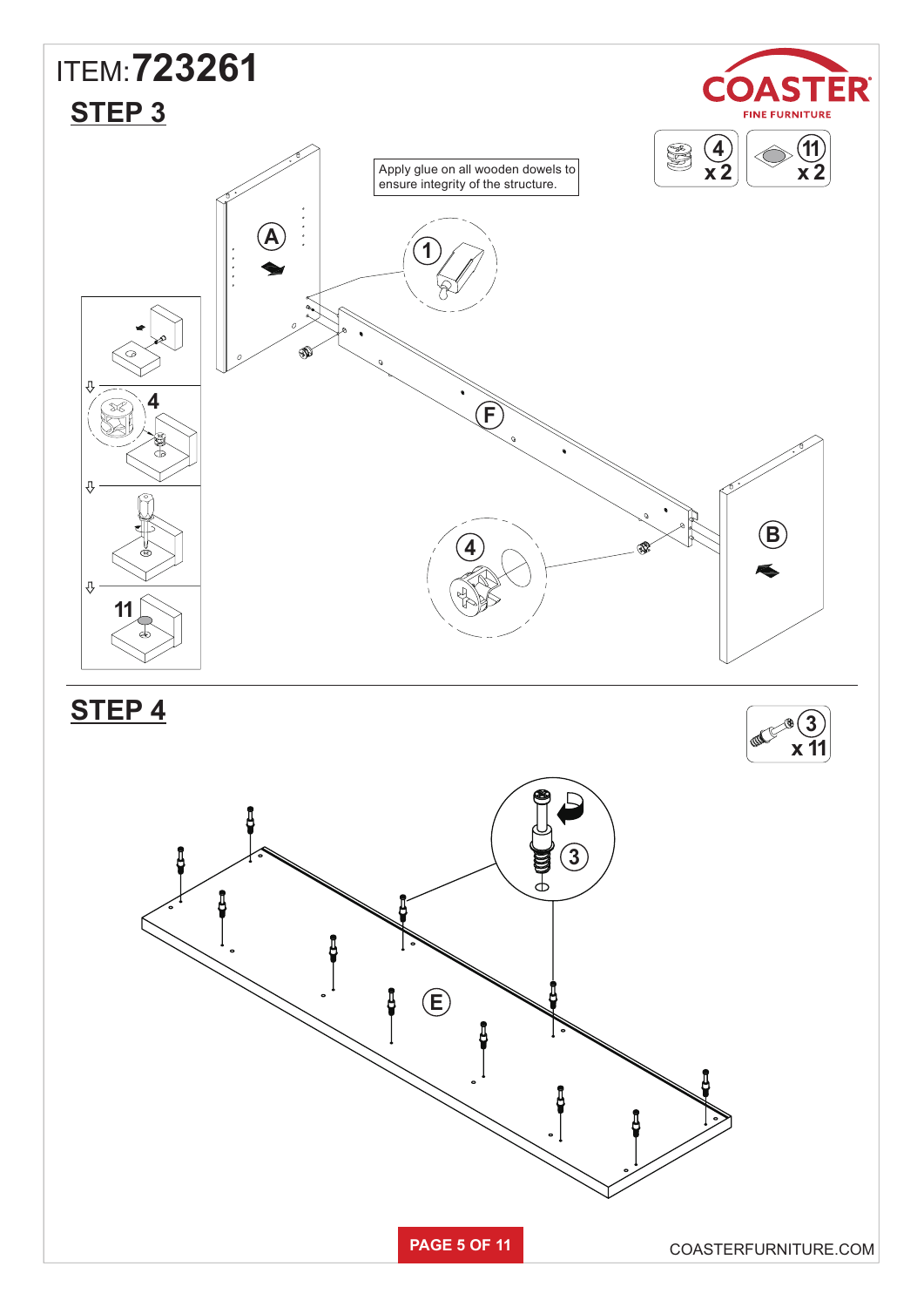ITEM: **723261**

## STEP 3

4 x 2

11 x 2

Apply glue on all wooden dowels to ensure integrity of the structure.

A

1

F

B

4

11

## STEP 4

3 x 11

3

E

COASTERFURNITURE.COM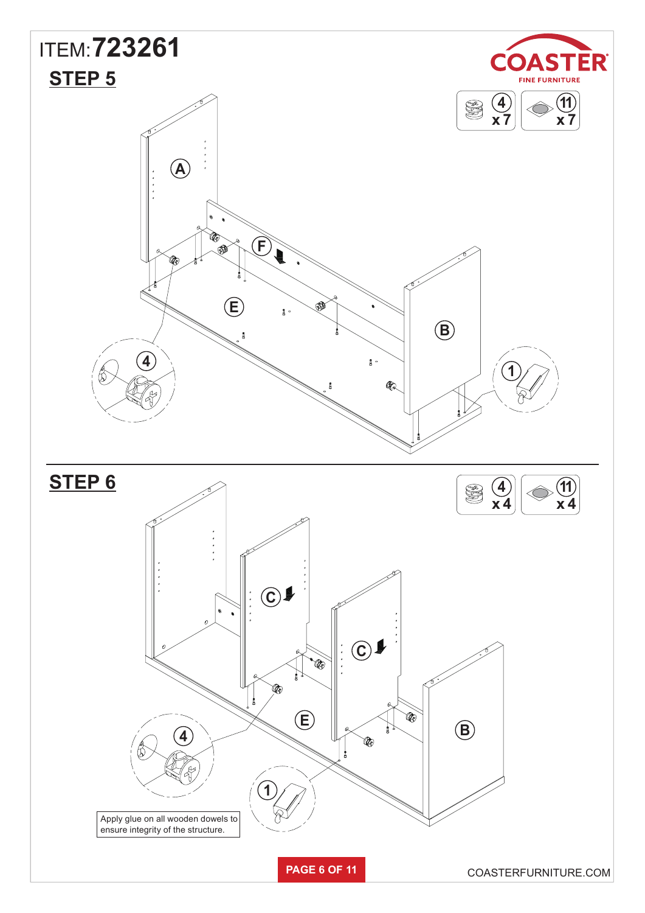ITEM: **723261**

## STEP 5

4 x7

11 x7

A

F

E

B

4

1

## STEP 6

4 x4

11 x4

C

C

E

B

4

1

Apply glue on all wooden dowels to ensure integrity of the structure.

COASTERFURNITURE.COM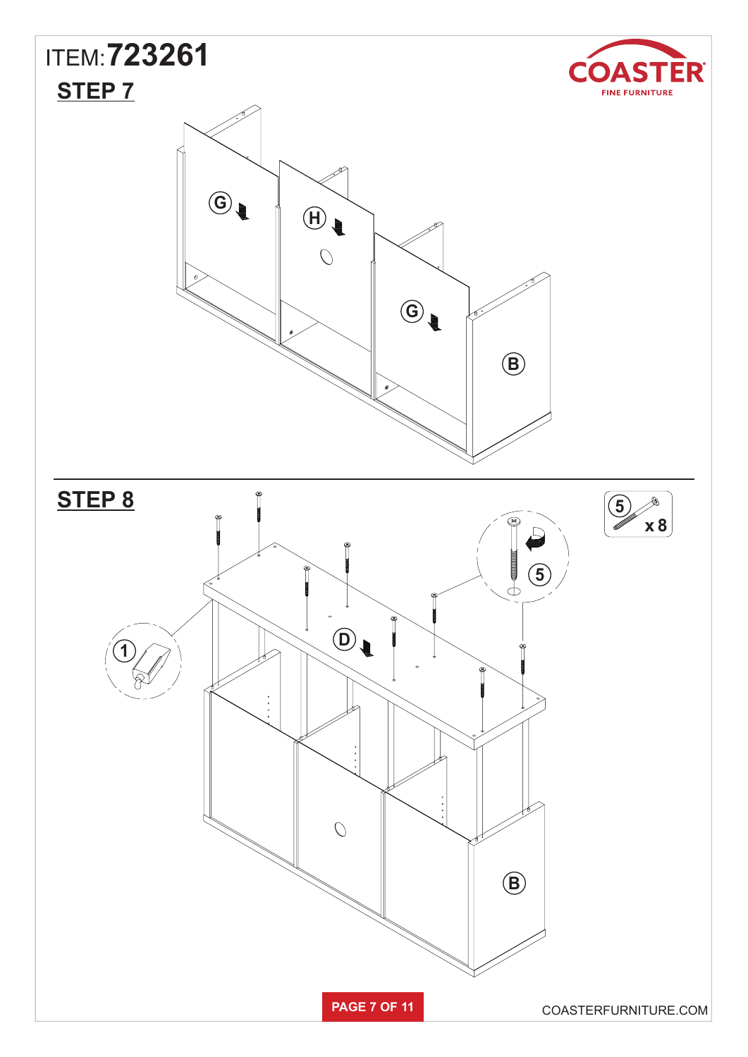ITEM:**723261**

## STEP 7

G H G B

## STEP 8

1 5 D B

5 x 8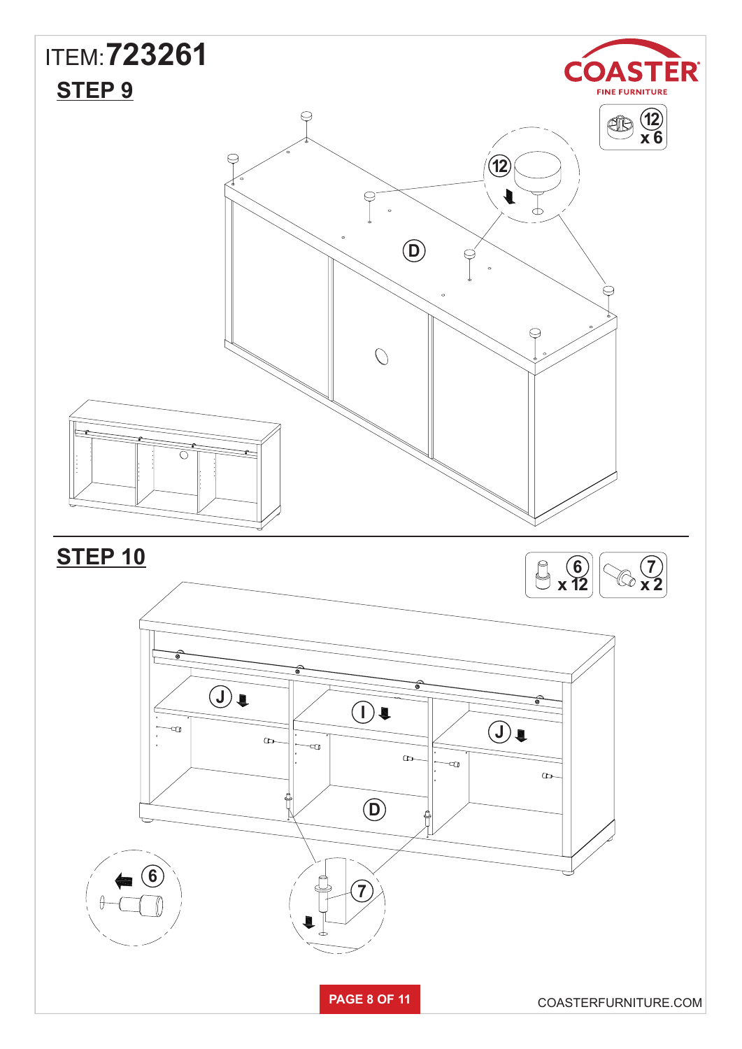ITEM: **723261**

## STEP 9

12 x 6

12

D

## STEP 10

6 x 12

7 x 2

J

I

J

D

6

7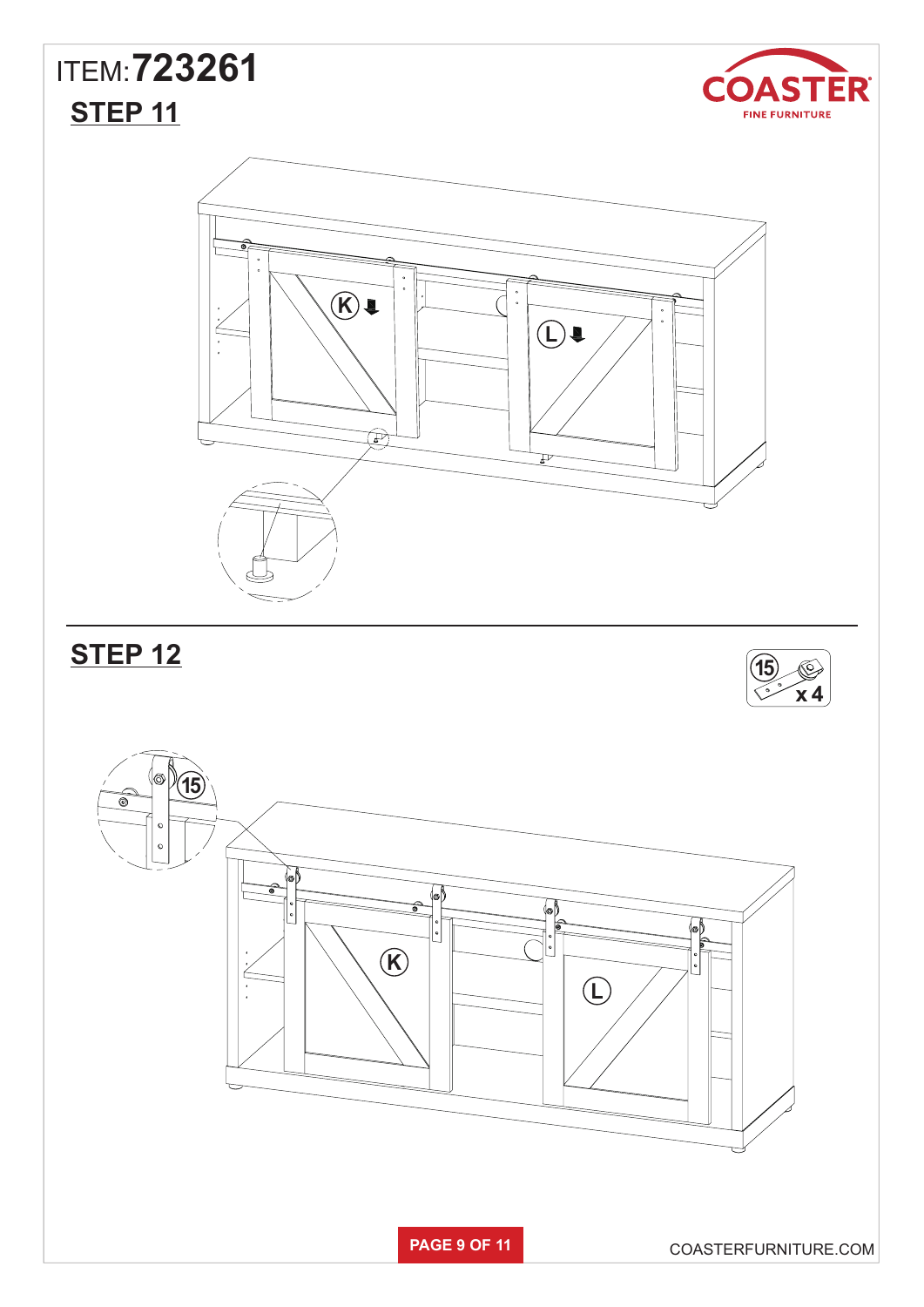ITEM: **723261**

## STEP 11

K

L

## STEP 12

15 x 4

15

K

L

COASTERFURNITURE.COM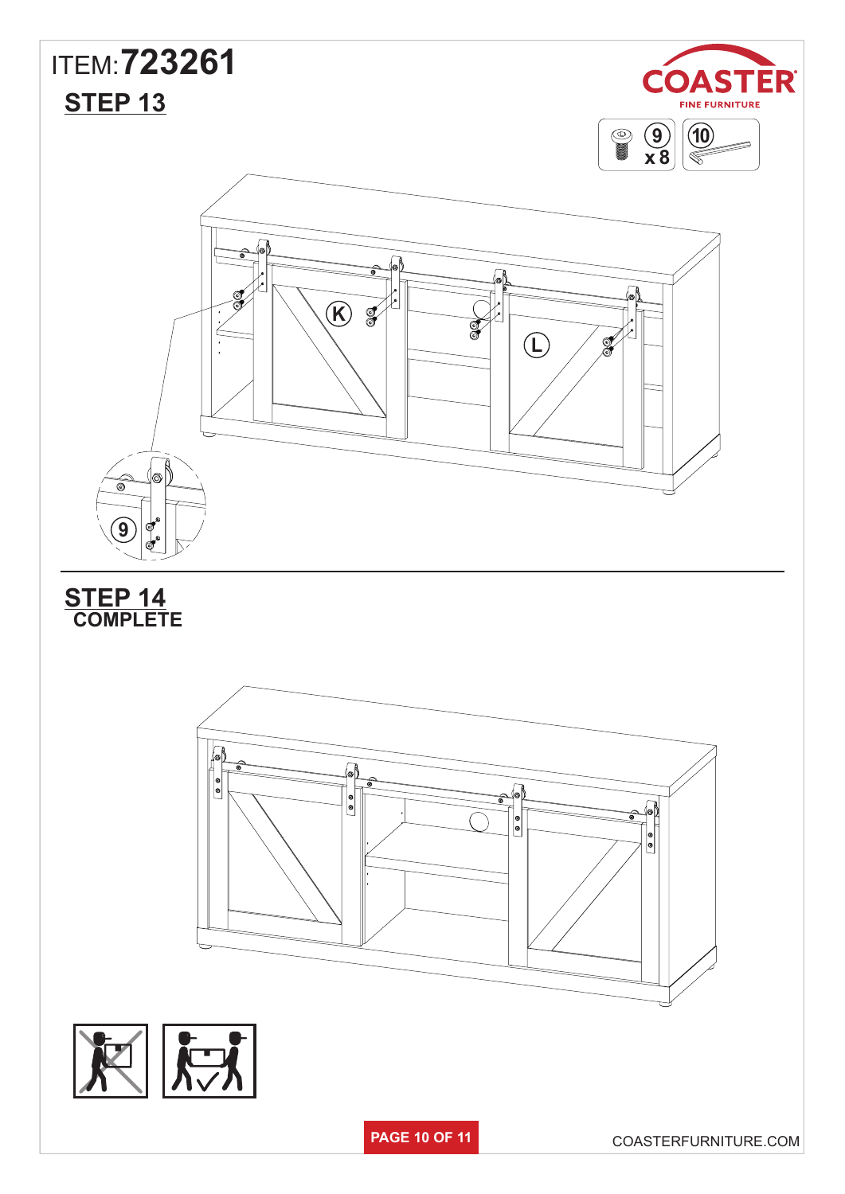ITEM: **723261**

## STEP 13

COASTER
FINE FURNITURE

9 x 8

10

K

L

9

## STEP 14
**COMPLETE**

COASTERFURNITURE.COM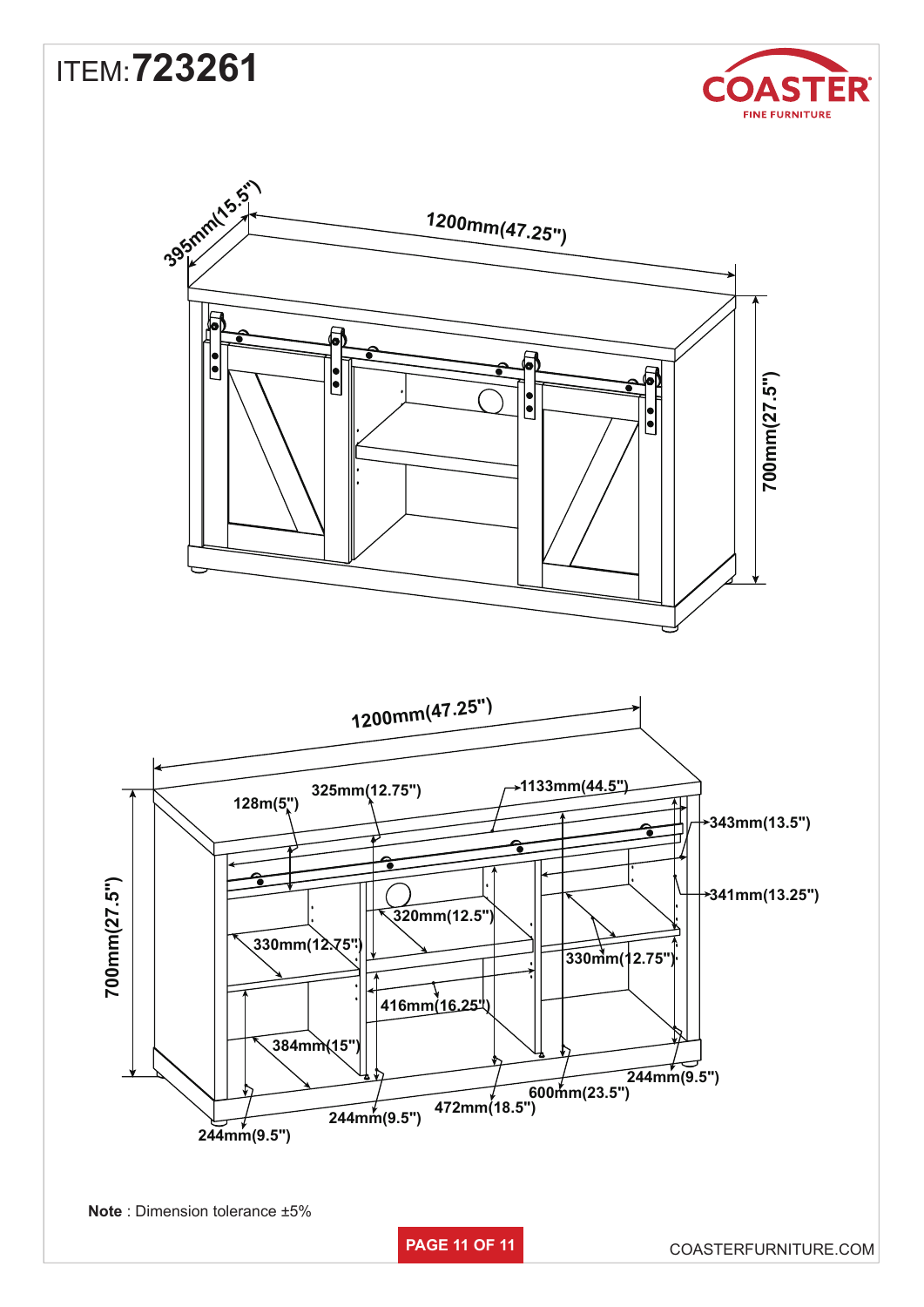# ITEM: 723261

COASTER
FINE FURNITURE

395mm(15.5")

1200mm(47.25")

700mm(27.5")

1200mm(47.25")

700mm(27.5")

128m(5")

325mm(12.75")

1133mm(44.5")

343mm(13.5")

341mm(13.25")

320mm(12.5")

330mm(12.75")

330mm(12.75")

416mm(16.25")

384mm(15")

244mm(9.5")

600mm(23.5")

472mm(18.5")

244mm(9.5")

244mm(9.5")

**Note** : Dimension tolerance ±5%

COASTERFURNITURE.COM